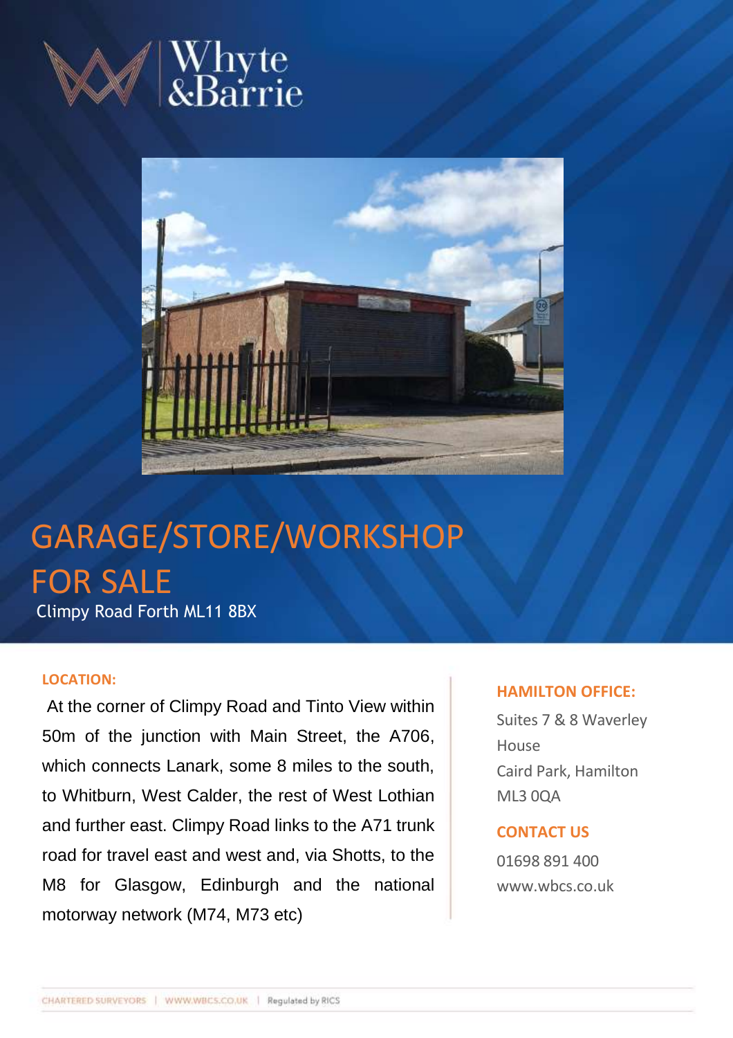Whyte &Barrie

# GARAGE/STORE/WORKSHOP FOR SALE

Climpy Road Forth ML11 8BX

**LOCATION:**

At the corner of Climpy Road and Tinto View within 50m of the junction with Main Street, the A706, which connects Lanark, some 8 miles to the south, to Whitburn, West Calder, the rest of West Lothian and further east. Climpy Road links to the A71 trunk road for travel east and west and, via Shotts, to the M8 for Glasgow, Edinburgh and the national motorway network (M74, M73 etc)

**HAMILTON OFFICE:**

Suites 7 & 8 Waverley House
Caird Park, Hamilton
ML3 0QA

**CONTACT US**

01698 891 400
www.wbcs.co.uk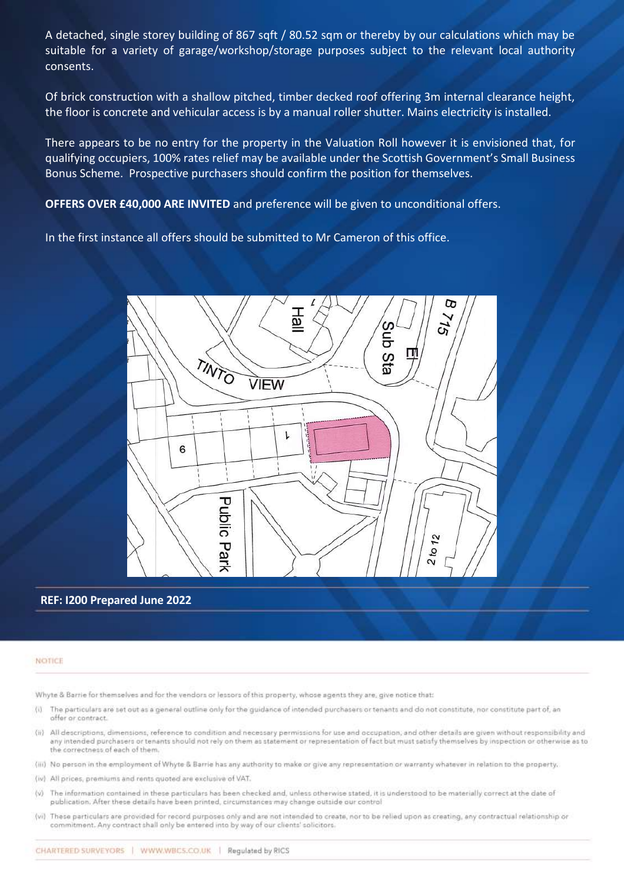A detached, single storey building of 867 sqft / 80.52 sqm or thereby by our calculations which may be suitable for a variety of garage/workshop/storage purposes subject to the relevant local authority consents.

Of brick construction with a shallow pitched, timber decked roof offering 3m internal clearance height, the floor is concrete and vehicular access is by a manual roller shutter. Mains electricity is installed.

There appears to be no entry for the property in the Valuation Roll however it is envisioned that, for qualifying occupiers, 100% rates relief may be available under the Scottish Government's Small Business Bonus Scheme. Prospective purchasers should confirm the position for themselves.

**OFFERS OVER £40,000 ARE INVITED** and preference will be given to unconditional offers.

In the first instance all offers should be submitted to Mr Cameron of this office.

Hall

B 715

Sub Sta

El

TINTO VIEW

6

Public Park

2 to 12

**REF: I200 Prepared June 2022**

NOTICE

Whyte & Barrie for themselves and for the vendors or lessors of this property, whose agents they are, give notice that:

(i) The particulars are set out as a general outline only for the guidance of intended purchasers or tenants and do not constitute, nor constitute part of, an offer or contract.

(ii) All descriptions, dimensions, reference to condition and necessary permissions for use and occupation, and other details are given without responsibility and any intended purchasers or tenants should not rely on them as statement or representation of fact but must satisfy themselves by inspection or otherwise as to the correctness of each of them.

(iii) No person in the employment of Whyte & Barrie has any authority to make or give any representation or warranty whatever in relation to the property.

(iv) All prices, premiums and rents quoted are exclusive of VAT.

(v) The information contained in these particulars has been checked and, unless otherwise stated, it is understood to be materially correct at the date of publication. After these details have been printed, circumstances may change outside our control

(vi) These particulars are provided for record purposes only and are not intended to create, nor to be relied upon as creating, any contractual relationship or commitment. Any contract shall only be entered into by way of our clients' solicitors.

CHARTERED SURVEYORS | WWW.WBCS.CO.UK | Regulated by RICS